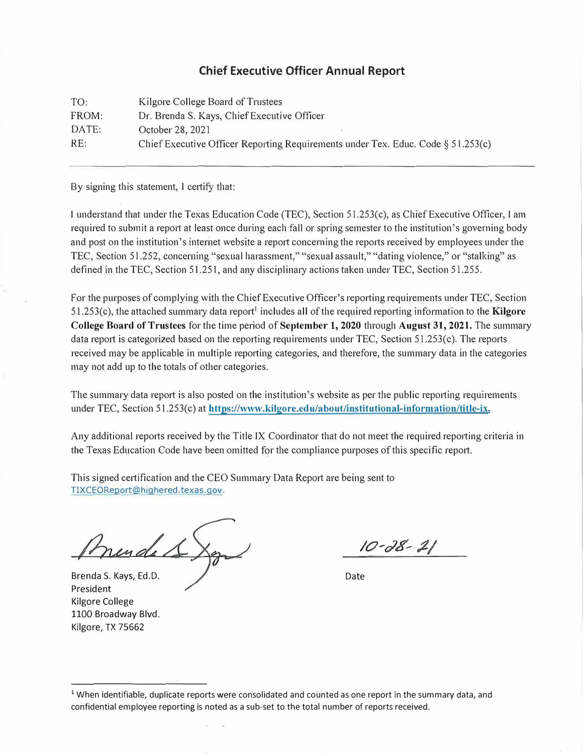## Chief Executive Officer Annual Report

| | |
|---|---|
| TO: | Kilgore College Board of Trustees |
| FROM: | Dr. Brenda S. Kays, Chief Executive Officer |
| DATE: | October 28, 2021 |
| RE: | Chief Executive Officer Reporting Requirements under Tex. Educ. Code § 51.253(c) |

---

By signing this statement, I certify that:

I understand that under the Texas Education Code (TEC), Section 51.253(c), as Chief Executive Officer, I am required to submit a report at least once during each fall or spring semester to the institution's governing body and post on the institution's internet website a report concerning the reports received by employees under the TEC, Section 51.252, concerning "sexual harassment," "sexual assault," "dating violence," or "stalking" as defined in the TEC, Section 51.251, and any disciplinary actions taken under TEC, Section 51.255.

For the purposes of complying with the Chief Executive Officer's reporting requirements under TEC, Section 51.253(c), the attached summary data report[1] includes all of the required reporting information to the **Kilgore College Board of Trustees** for the time period of **September 1, 2020** through **August 31, 2021.** The summary data report is categorized based on the reporting requirements under TEC, Section 51.253(c). The reports received may be applicable in multiple reporting categories, and therefore, the summary data in the categories may not add up to the totals of other categories.

The summary data report is also posted on the institution's website as per the public reporting requirements under TEC, Section 51.253(c) at **https://www.kilgore.edu/about/institutional-information/title-ix.**

Any additional reports received by the Title IX Coordinator that do not meet the required reporting criteria in the Texas Education Code have been omitted for the compliance purposes of this specific report.

This signed certification and the CEO Summary Data Report are being sent to TIXCEOReport@highered.texas.gov.

Brenda S. Kays, Ed.D.
President
Kilgore College
1100 Broadway Blvd.
Kilgore, TX 75662

10-28-21
Date

---

[1] When identifiable, duplicate reports were consolidated and counted as one report in the summary data, and confidential employee reporting is noted as a sub-set to the total number of reports received.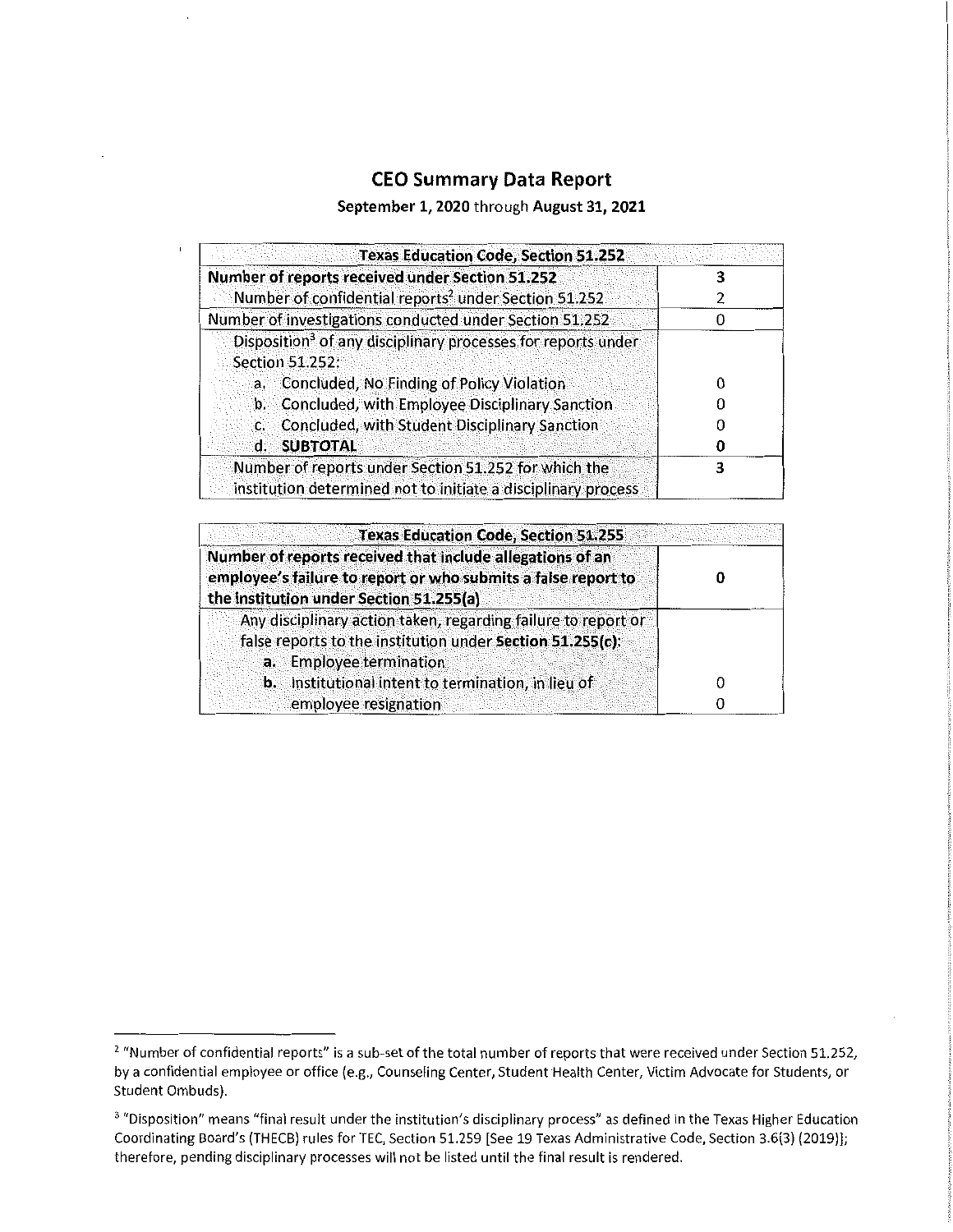# CEO Summary Data Report

**September 1, 2020** through **August 31, 2021**

| Texas Education Code, Section 51.252 | |
|---|---|
| **Number of reports received under Section 51.252** | **3** |
| Number of confidential reports[2] under Section 51.252 | 2 |
| Number of investigations conducted under Section 51.252 | 0 |
| Disposition[3] of any disciplinary processes for reports under Section 51.252: | |
| a. Concluded, No Finding of Policy Violation | 0 |
| b. Concluded, with Employee Disciplinary Sanction | 0 |
| c. Concluded, with Student Disciplinary Sanction | 0 |
| d. **SUBTOTAL** | **0** |
| Number of reports under Section 51.252 for which the institution determined not to initiate a disciplinary process | **3** |

| Texas Education Code, Section 51.255 | |
|---|---|
| **Number of reports received that include allegations of an employee's failure to report or who submits a false report to the institution under Section 51.255(a)** | **0** |
| Any disciplinary action taken, regarding failure to report or false reports to the institution under **Section 51.255(c)**: | |
| **a.** Employee termination | 0 |
| **b.** Institutional intent to termination, in lieu of employee resignation | 0 |

[2] "Number of confidential reports" is a sub-set of the total number of reports that were received under Section 51.252, by a confidential employee or office (e.g., Counseling Center, Student Health Center, Victim Advocate for Students, or Student Ombuds).

[3] "Disposition" means "final result under the institution's disciplinary process" as defined in the Texas Higher Education Coordinating Board's (THECB) rules for TEC, Section 51.259 [See 19 Texas Administrative Code, Section 3.6(3) (2019)]; therefore, pending disciplinary processes will not be listed until the final result is rendered.